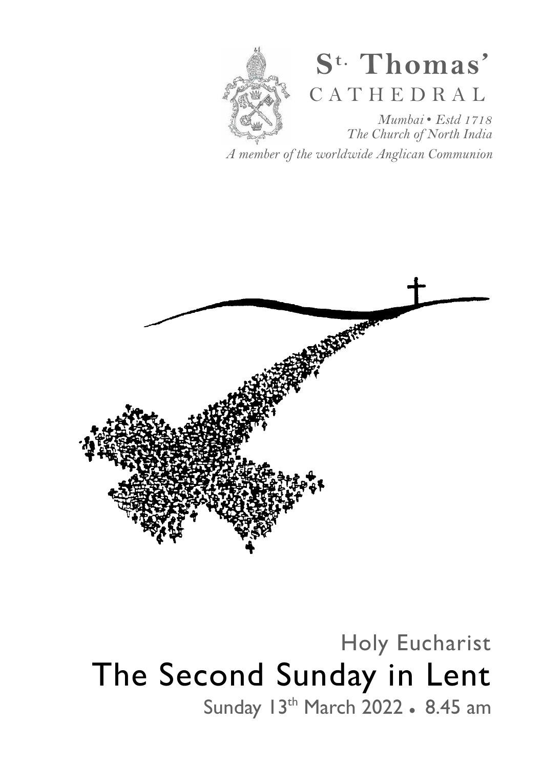# St. Thomas' CATHEDRAL

*Mumbai • Estd 1718*
*The Church of North India*

*A member of the worldwide Anglican Communion*

## Holy Eucharist

# The Second Sunday in Lent

Sunday 13th March 2022 • 8.45 am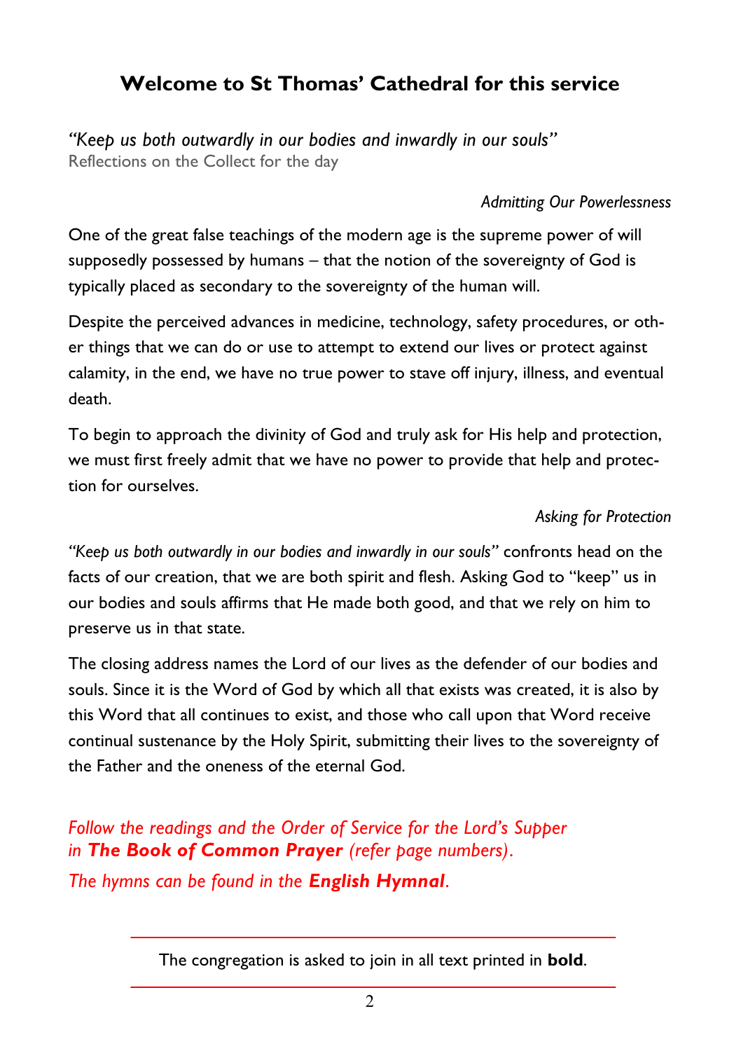# Welcome to St Thomas' Cathedral for this service

*"Keep us both outwardly in our bodies and inwardly in our souls"*
Reflections on the Collect for the day

*Admitting Our Powerlessness*

One of the great false teachings of the modern age is the supreme power of will supposedly possessed by humans – that the notion of the sovereignty of God is typically placed as secondary to the sovereignty of the human will.

Despite the perceived advances in medicine, technology, safety procedures, or other things that we can do or use to attempt to extend our lives or protect against calamity, in the end, we have no true power to stave off injury, illness, and eventual death.

To begin to approach the divinity of God and truly ask for His help and protection, we must first freely admit that we have no power to provide that help and protection for ourselves.

*Asking for Protection*

*"Keep us both outwardly in our bodies and inwardly in our souls"* confronts head on the facts of our creation, that we are both spirit and flesh. Asking God to "keep" us in our bodies and souls affirms that He made both good, and that we rely on him to preserve us in that state.

The closing address names the Lord of our lives as the defender of our bodies and souls. Since it is the Word of God by which all that exists was created, it is also by this Word that all continues to exist, and those who call upon that Word receive continual sustenance by the Holy Spirit, submitting their lives to the sovereignty of the Father and the oneness of the eternal God.

*Follow the readings and the Order of Service for the Lord's Supper in* ***The Book of Common Prayer*** *(refer page numbers).*
*The hymns can be found in the* ***English Hymnal****.*

---

The congregation is asked to join in all text printed in **bold**.

---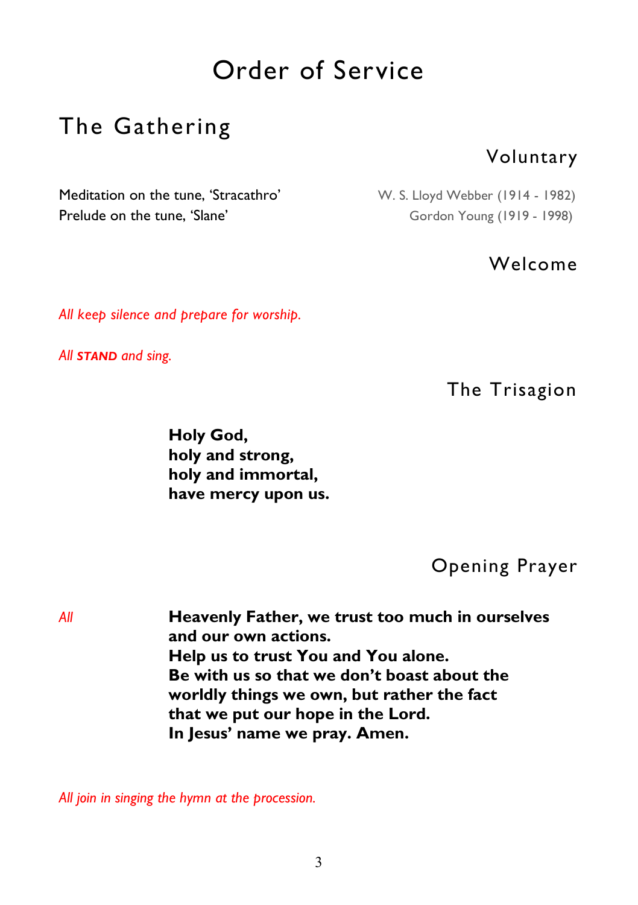# Order of Service

## The Gathering

### Voluntary

Meditation on the tune, 'Stracathro' — W. S. Lloyd Webber (1914 - 1982)
Prelude on the tune, 'Slane' — Gordon Young (1919 - 1998)

### Welcome

*All keep silence and prepare for worship.*

*All* ***STAND*** *and sing.*

### The Trisagion

**Holy God,**
**holy and strong,**
**holy and immortal,**
**have mercy upon us.**

### Opening Prayer

*All* **Heavenly Father, we trust too much in ourselves and our own actions.**
**Help us to trust You and You alone.**
**Be with us so that we don't boast about the worldly things we own, but rather the fact that we put our hope in the Lord.**
**In Jesus' name we pray. Amen.**

*All join in singing the hymn at the procession.*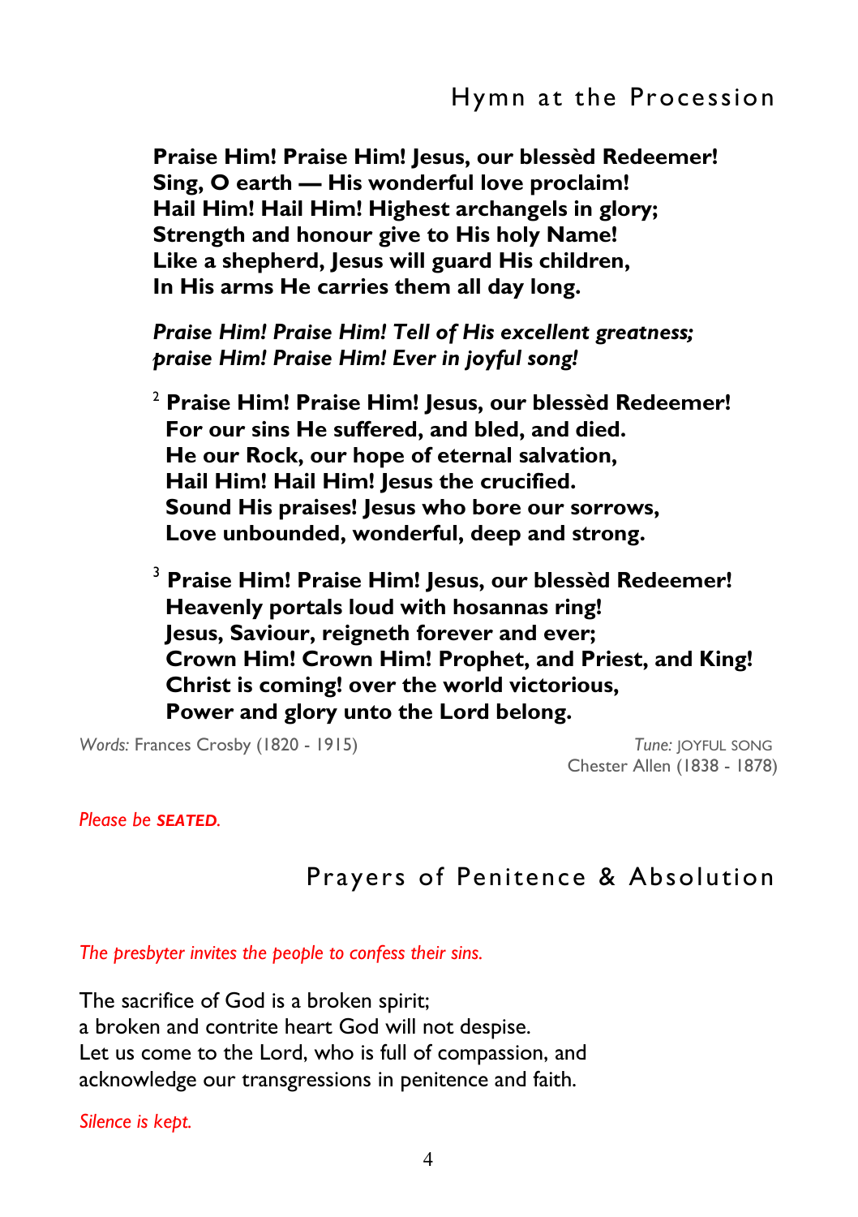## Hymn at the Procession

**Praise Him! Praise Him! Jesus, our blessèd Redeemer!**
**Sing, O earth — His wonderful love proclaim!**
**Hail Him! Hail Him! Highest archangels in glory;**
**Strength and honour give to His holy Name!**
**Like a shepherd, Jesus will guard His children,**
**In His arms He carries them all day long.**

***Praise Him! Praise Him! Tell of His excellent greatness;***
***praise Him! Praise Him! Ever in joyful song!***

2 **Praise Him! Praise Him! Jesus, our blessèd Redeemer!**
**For our sins He suffered, and bled, and died.**
**He our Rock, our hope of eternal salvation,**
**Hail Him! Hail Him! Jesus the crucified.**
**Sound His praises! Jesus who bore our sorrows,**
**Love unbounded, wonderful, deep and strong.**

3 **Praise Him! Praise Him! Jesus, our blessèd Redeemer!**
**Heavenly portals loud with hosannas ring!**
**Jesus, Saviour, reigneth forever and ever;**
**Crown Him! Crown Him! Prophet, and Priest, and King!**
**Christ is coming! over the world victorious,**
**Power and glory unto the Lord belong.**

*Words:* Frances Crosby (1820 - 1915)

*Tune:* JOYFUL SONG
Chester Allen (1838 - 1878)

*Please be* ***SEATED.***

## Prayers of Penitence & Absolution

*The presbyter invites the people to confess their sins.*

The sacrifice of God is a broken spirit;
a broken and contrite heart God will not despise.
Let us come to the Lord, who is full of compassion, and
acknowledge our transgressions in penitence and faith.

*Silence is kept.*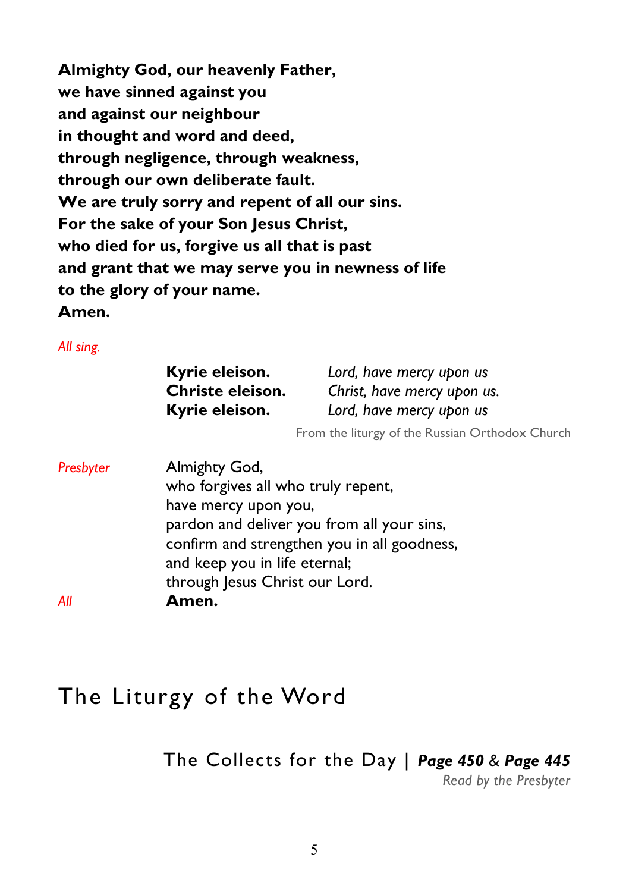**Almighty God, our heavenly Father,**
**we have sinned against you**
**and against our neighbour**
**in thought and word and deed,**
**through negligence, through weakness,**
**through our own deliberate fault.**
**We are truly sorry and repent of all our sins.**
**For the sake of your Son Jesus Christ,**
**who died for us, forgive us all that is past**
**and grant that we may serve you in newness of life**
**to the glory of your name.**
**Amen.**

*All sing.*

| | |
|---|---|
| **Kyrie eleison.** | *Lord, have mercy upon us* |
| **Christe eleison.** | *Christ, have mercy upon us.* |
| **Kyrie eleison.** | *Lord, have mercy upon us* |

From the liturgy of the Russian Orthodox Church

*Presbyter* Almighty God,
who forgives all who truly repent,
have mercy upon you,
pardon and deliver you from all your sins,
confirm and strengthen you in all goodness,
and keep you in life eternal;
through Jesus Christ our Lord.

*All* **Amen.**

# The Liturgy of the Word

## The Collects for the Day | *Page 450* & *Page 445*

*Read by the Presbyter*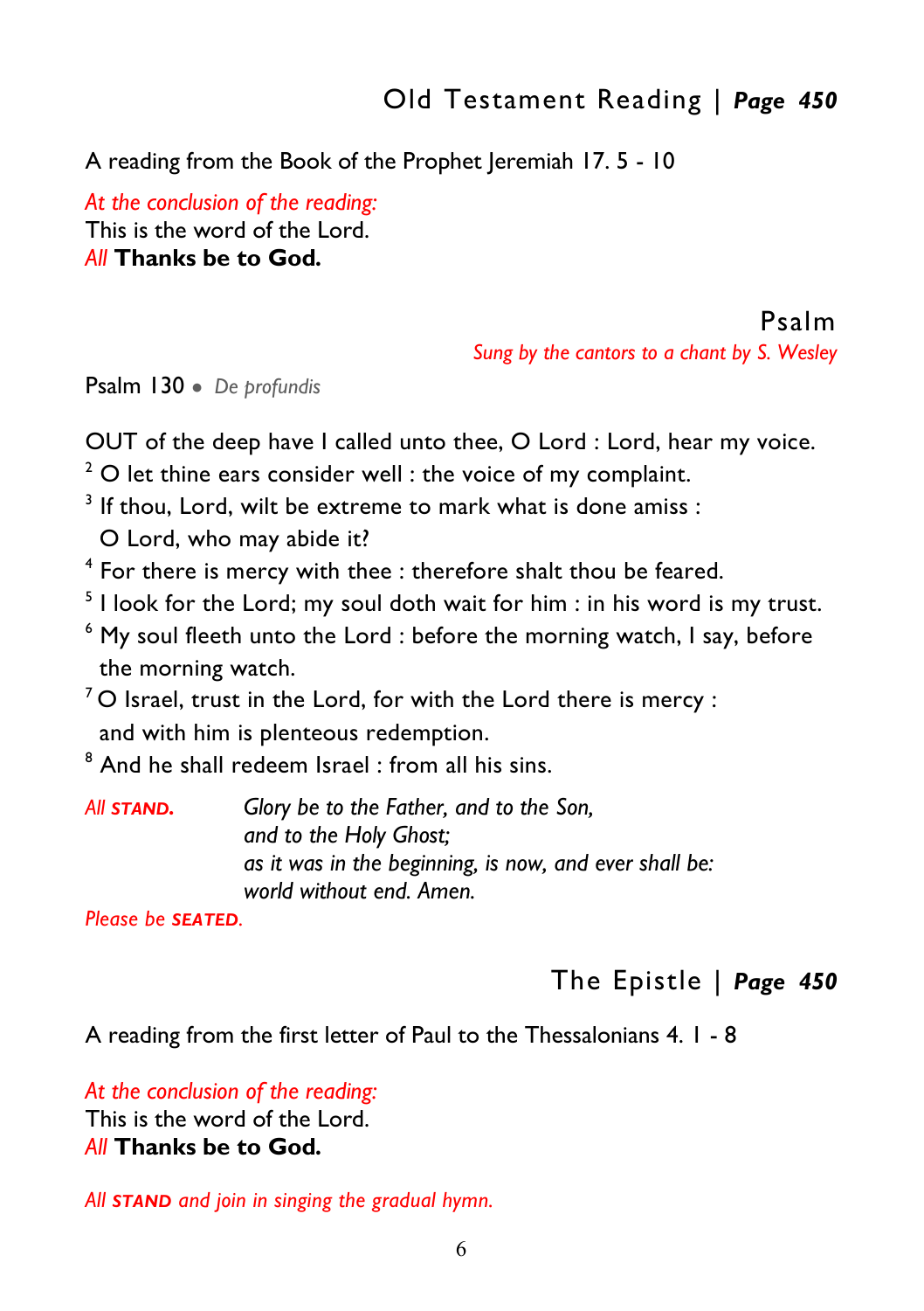## Old Testament Reading | *Page 450*

A reading from the Book of the Prophet Jeremiah 17. 5 - 10

*At the conclusion of the reading:*
This is the word of the Lord.
*All* **Thanks be to God.**

## Psalm

*Sung by the cantors to a chant by S. Wesley*

Psalm 130 • *De profundis*

OUT of the deep have I called unto thee, O Lord : Lord, hear my voice.
2 O let thine ears consider well : the voice of my complaint.
3 If thou, Lord, wilt be extreme to mark what is done amiss :
O Lord, who may abide it?
4 For there is mercy with thee : therefore shalt thou be feared.
5 I look for the Lord; my soul doth wait for him : in his word is my trust.
6 My soul fleeth unto the Lord : before the morning watch, I say, before the morning watch.
7 O Israel, trust in the Lord, for with the Lord there is mercy :
and with him is plenteous redemption.
8 And he shall redeem Israel : from all his sins.

*All* ***STAND.*** *Glory be to the Father, and to the Son,*
*and to the Holy Ghost;*
*as it was in the beginning, is now, and ever shall be:*
*world without end. Amen.*

*Please be* ***SEATED.***

## The Epistle | *Page 450*

A reading from the first letter of Paul to the Thessalonians 4. 1 - 8

*At the conclusion of the reading:*
This is the word of the Lord.
*All* **Thanks be to God.**

*All* ***STAND*** *and join in singing the gradual hymn.*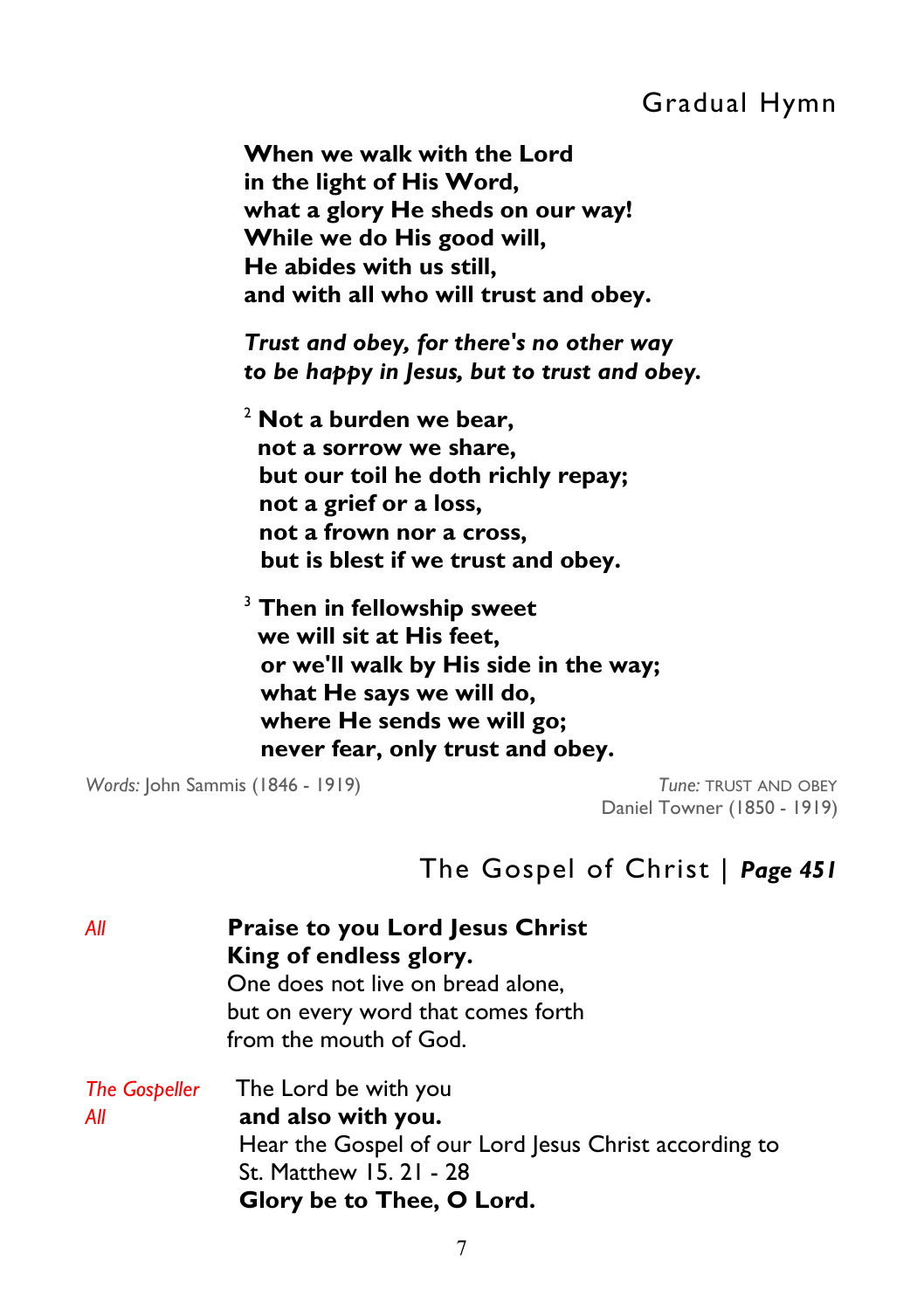## Gradual Hymn

**When we walk with the Lord**
**in the light of His Word,**
**what a glory He sheds on our way!**
**While we do His good will,**
**He abides with us still,**
**and with all who will trust and obey.**

***Trust and obey, for there's no other way***
***to be happy in Jesus, but to trust and obey.***

2 **Not a burden we bear,**
**not a sorrow we share,**
**but our toil he doth richly repay;**
**not a grief or a loss,**
**not a frown nor a cross,**
**but is blest if we trust and obey.**

3 **Then in fellowship sweet**
**we will sit at His feet,**
**or we'll walk by His side in the way;**
**what He says we will do,**
**where He sends we will go;**
**never fear, only trust and obey.**

*Words:* John Sammis (1846 - 1919)

*Tune:* TRUST AND OBEY
Daniel Towner (1850 - 1919)

## The Gospel of Christ | *Page 451*

*All* **Praise to you Lord Jesus Christ**
**King of endless glory.**
One does not live on bread alone,
but on every word that comes forth
from the mouth of God.

*The Gospeller* The Lord be with you
*All* **and also with you.**
Hear the Gospel of our Lord Jesus Christ according to St. Matthew 15. 21 - 28
**Glory be to Thee, O Lord.**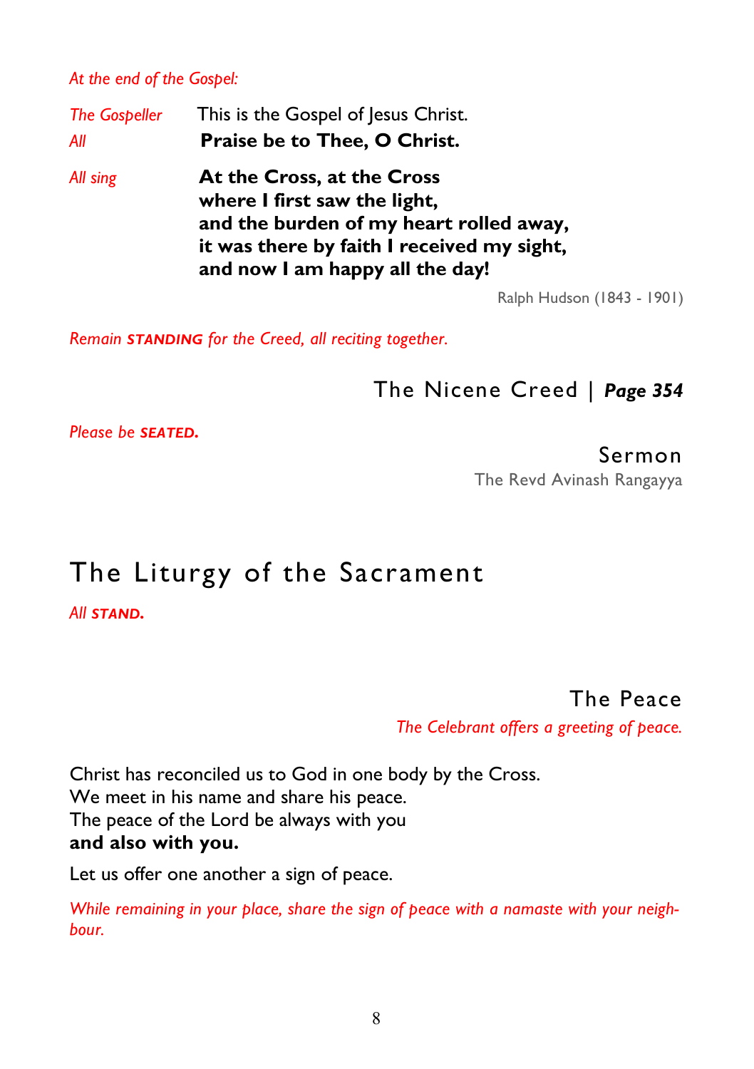*At the end of the Gospel:*

*The Gospeller* This is the Gospel of Jesus Christ.
*All* **Praise be to Thee, O Christ.**

*All sing*

**At the Cross, at the Cross**
**where I first saw the light,**
**and the burden of my heart rolled away,**
**it was there by faith I received my sight,**
**and now I am happy all the day!**

Ralph Hudson (1843 - 1901)

*Remain* ***STANDING*** *for the Creed, all reciting together.*

### The Nicene Creed | *Page 354*

*Please be* ***SEATED.***

### Sermon

The Revd Avinash Rangayya

## The Liturgy of the Sacrament

*All* ***STAND.***

### The Peace

*The Celebrant offers a greeting of peace.*

Christ has reconciled us to God in one body by the Cross.
We meet in his name and share his peace.
The peace of the Lord be always with you
**and also with you.**

Let us offer one another a sign of peace.

*While remaining in your place, share the sign of peace with a namaste with your neighbour.*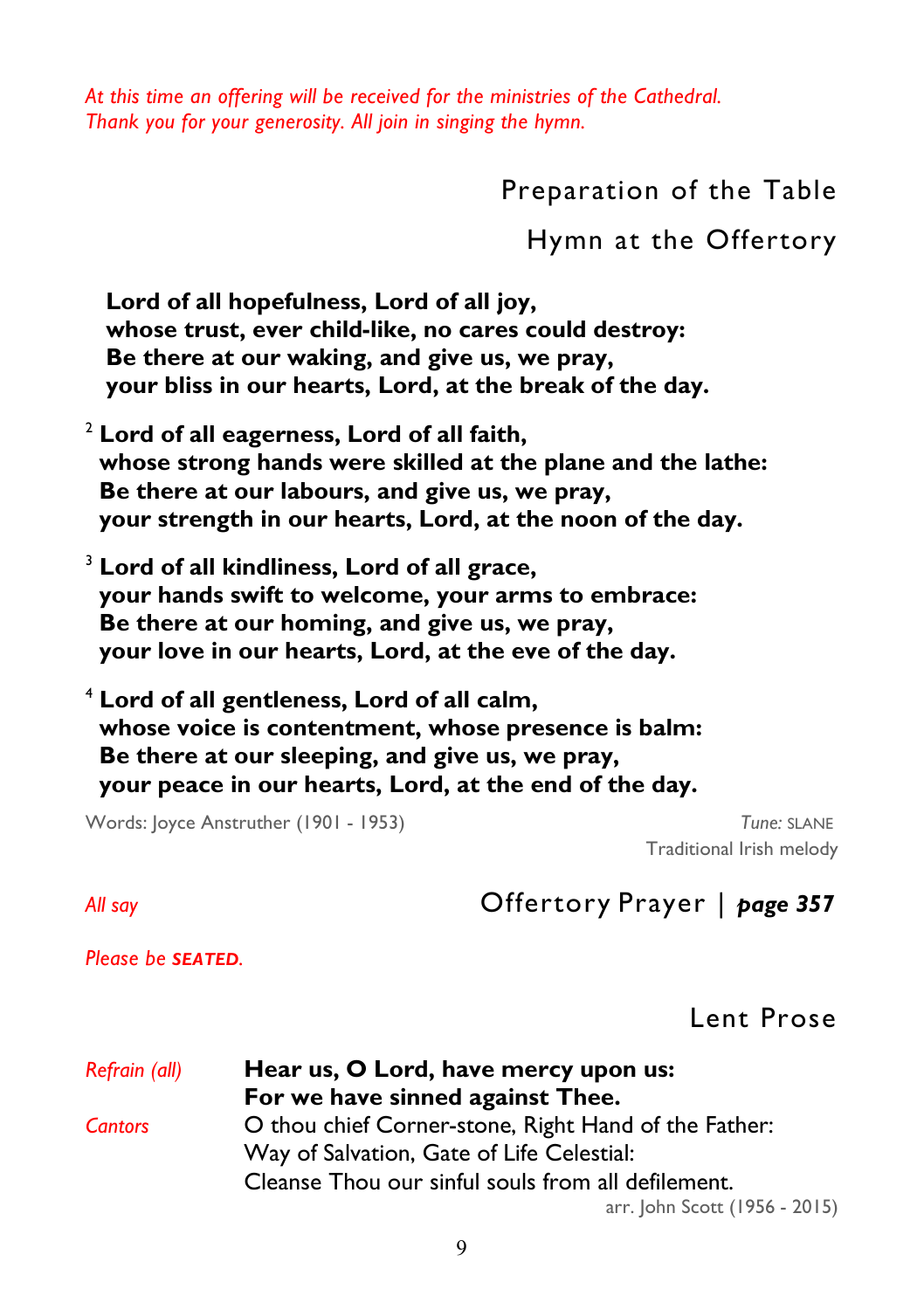*At this time an offering will be received for the ministries of the Cathedral. Thank you for your generosity. All join in singing the hymn.*

## Preparation of the Table

### Hymn at the Offertory

**Lord of all hopefulness, Lord of all joy,**
**whose trust, ever child-like, no cares could destroy:**
**Be there at our waking, and give us, we pray,**
**your bliss in our hearts, Lord, at the break of the day.**

2 **Lord of all eagerness, Lord of all faith,**
**whose strong hands were skilled at the plane and the lathe:**
**Be there at our labours, and give us, we pray,**
**your strength in our hearts, Lord, at the noon of the day.**

3 **Lord of all kindliness, Lord of all grace,**
**your hands swift to welcome, your arms to embrace:**
**Be there at our homing, and give us, we pray,**
**your love in our hearts, Lord, at the eve of the day.**

4 **Lord of all gentleness, Lord of all calm,**
**whose voice is contentment, whose presence is balm:**
**Be there at our sleeping, and give us, we pray,**
**your peace in our hearts, Lord, at the end of the day.**

Words: Joyce Anstruther (1901 - 1953)

*Tune:* SLANE
Traditional Irish melody

*All say*

### Offertory Prayer | ***page 357***

*Please be **SEATED**.*

### Lent Prose

*Refrain (all)* **Hear us, O Lord, have mercy upon us:**
**For we have sinned against Thee.**

*Cantors* O thou chief Corner-stone, Right Hand of the Father:
Way of Salvation, Gate of Life Celestial:
Cleanse Thou our sinful souls from all defilement.

arr. John Scott (1956 - 2015)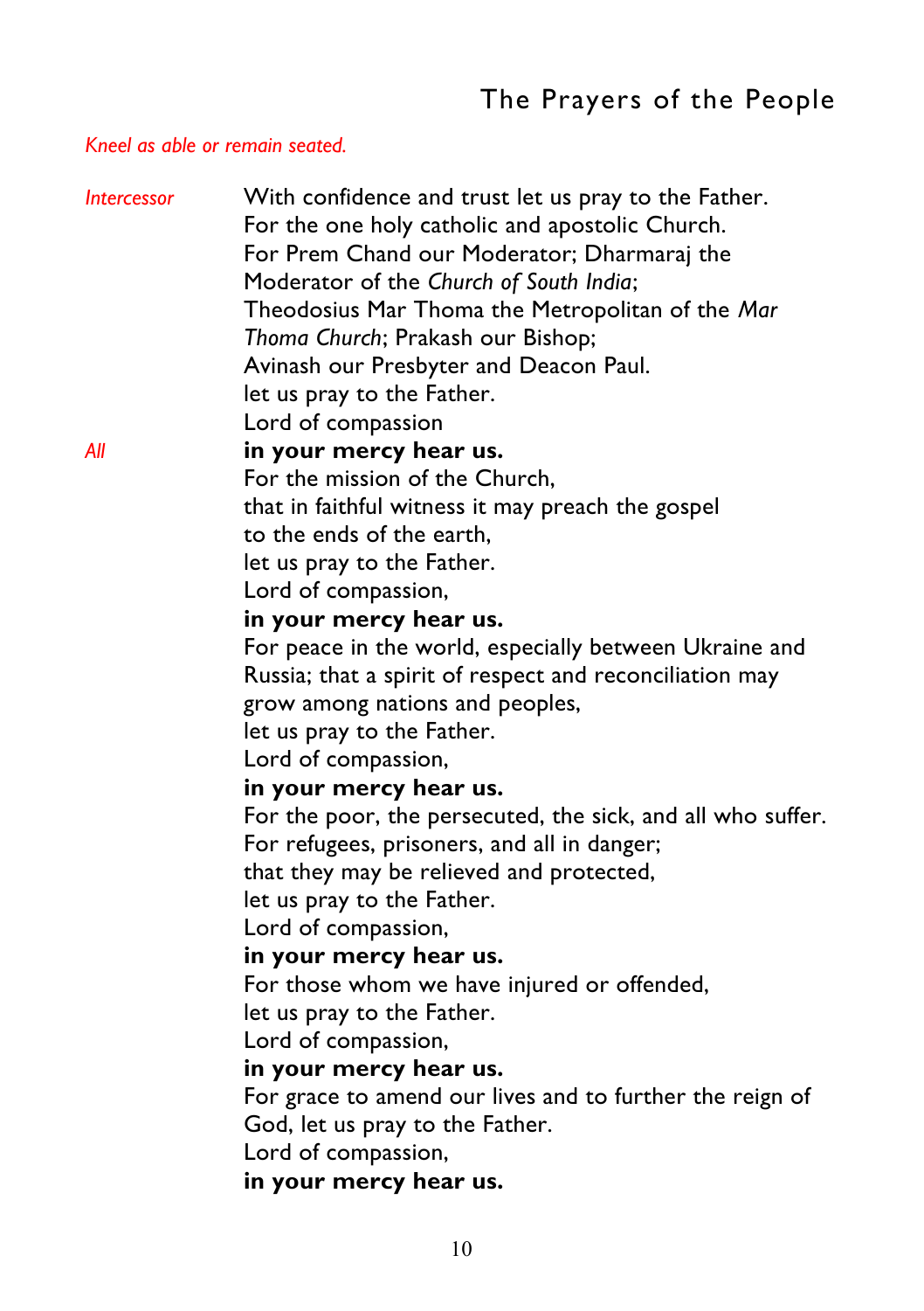## The Prayers of the People

*Kneel as able or remain seated.*

*Intercessor* With confidence and trust let us pray to the Father.
For the one holy catholic and apostolic Church.
For Prem Chand our Moderator; Dharmaraj the Moderator of the *Church of South India*;
Theodosius Mar Thoma the Metropolitan of the *Mar Thoma Church*; Prakash our Bishop;
Avinash our Presbyter and Deacon Paul.
let us pray to the Father.
Lord of compassion

*All* **in your mercy hear us.**

For the mission of the Church,
that in faithful witness it may preach the gospel
to the ends of the earth,
let us pray to the Father.
Lord of compassion,
**in your mercy hear us.**

For peace in the world, especially between Ukraine and Russia; that a spirit of respect and reconciliation may grow among nations and peoples,
let us pray to the Father.
Lord of compassion,
**in your mercy hear us.**

For the poor, the persecuted, the sick, and all who suffer.
For refugees, prisoners, and all in danger;
that they may be relieved and protected,
let us pray to the Father.
Lord of compassion,
**in your mercy hear us.**

For those whom we have injured or offended,
let us pray to the Father.
Lord of compassion,
**in your mercy hear us.**

For grace to amend our lives and to further the reign of God, let us pray to the Father.
Lord of compassion,
**in your mercy hear us.**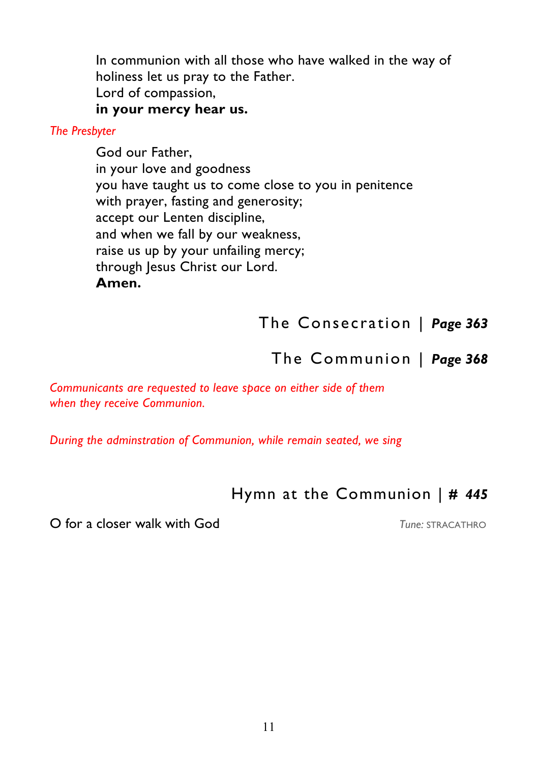In communion with all those who have walked in the way of holiness let us pray to the Father.
Lord of compassion,
**in your mercy hear us.**

*The Presbyter*

God our Father,
in your love and goodness
you have taught us to come close to you in penitence
with prayer, fasting and generosity;
accept our Lenten discipline,
and when we fall by our weakness,
raise us up by your unfailing mercy;
through Jesus Christ our Lord.
**Amen.**

## The Consecration | ***Page 363***

## The Communion | ***Page 368***

*Communicants are requested to leave space on either side of them when they receive Communion.*

*During the adminstration of Communion, while remain seated, we sing*

## Hymn at the Communion | **#** ***445***

O for a closer walk with God — *Tune:* STRACATHRO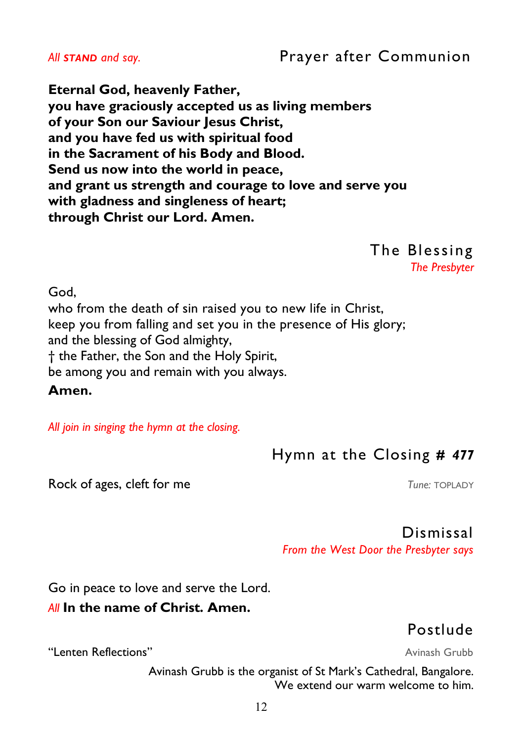## Prayer after Communion

*All **STAND** and say.*

**Eternal God, heavenly Father,**
**you have graciously accepted us as living members**
**of your Son our Saviour Jesus Christ,**
**and you have fed us with spiritual food**
**in the Sacrament of his Body and Blood.**
**Send us now into the world in peace,**
**and grant us strength and courage to love and serve you**
**with gladness and singleness of heart;**
**through Christ our Lord. Amen.**

## The Blessing

*The Presbyter*

God,
who from the death of sin raised you to new life in Christ,
keep you from falling and set you in the presence of His glory;
and the blessing of God almighty,
† the Father, the Son and the Holy Spirit,
be among you and remain with you always.
**Amen.**

*All join in singing the hymn at the closing.*

## Hymn at the Closing # **477**

Rock of ages, cleft for me — *Tune:* TOPLADY

## Dismissal

*From the West Door the Presbyter says*

Go in peace to love and serve the Lord.
*All* **In the name of Christ. Amen.**

## Postlude

"Lenten Reflections" — Avinash Grubb

Avinash Grubb is the organist of St Mark's Cathedral, Bangalore.
We extend our warm welcome to him.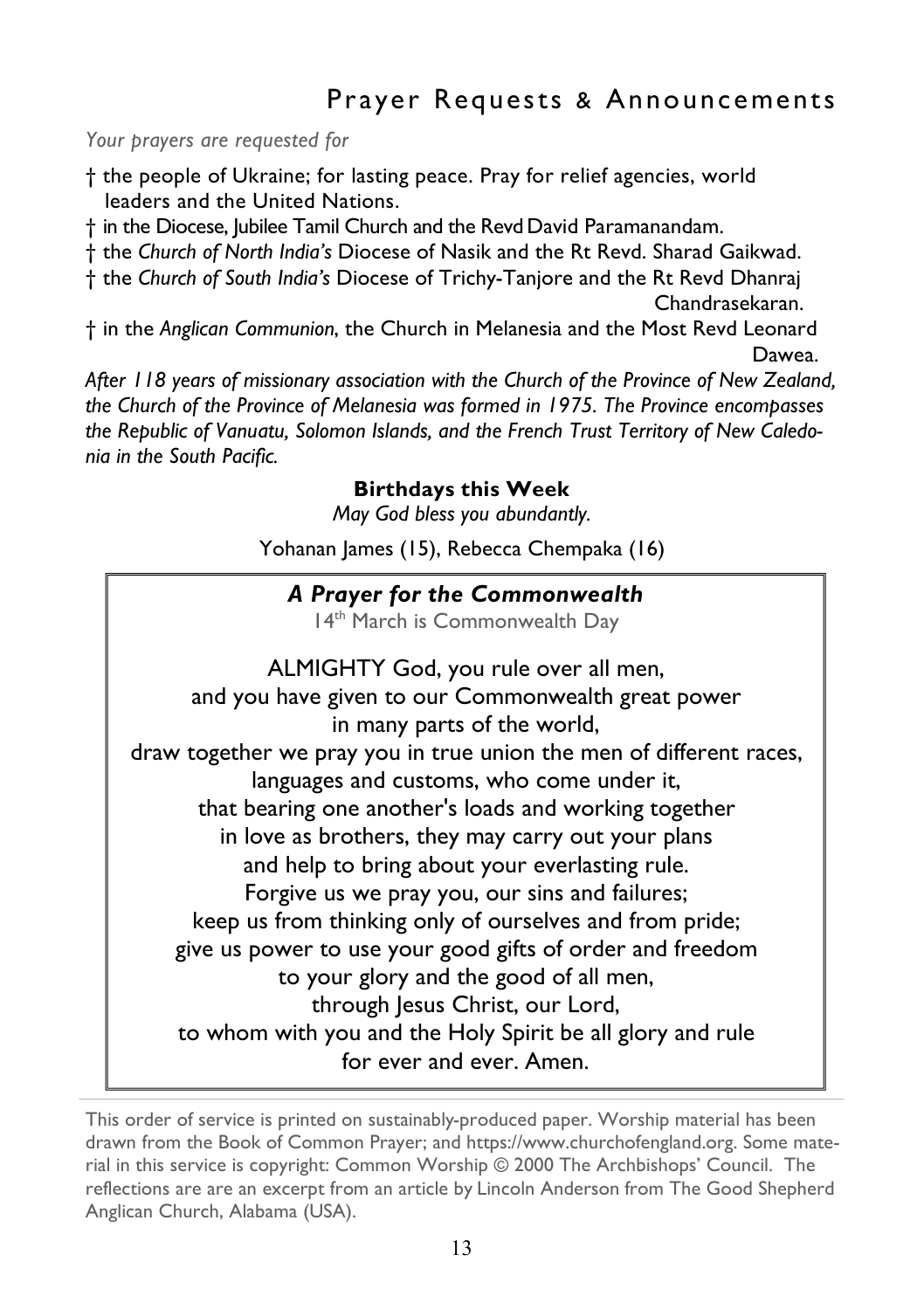# Prayer Requests & Announcements

*Your prayers are requested for*

† the people of Ukraine; for lasting peace. Pray for relief agencies, world leaders and the United Nations.

† in the Diocese, Jubilee Tamil Church and the Revd David Paramanandam.

† the *Church of North India's* Diocese of Nasik and the Rt Revd. Sharad Gaikwad.

† the *Church of South India's* Diocese of Trichy-Tanjore and the Rt Revd Dhanraj Chandrasekaran.

† in the *Anglican Communion*, the Church in Melanesia and the Most Revd Leonard Dawea.

*After 118 years of missionary association with the Church of the Province of New Zealand, the Church of the Province of Melanesia was formed in 1975. The Province encompasses the Republic of Vanuatu, Solomon Islands, and the French Trust Territory of New Caledonia in the South Pacific.*

**Birthdays this Week**

*May God bless you abundantly.*

Yohanan James (15), Rebecca Chempaka (16)

### *A Prayer for the Commonwealth*

14th March is Commonwealth Day

ALMIGHTY God, you rule over all men,
and you have given to our Commonwealth great power
in many parts of the world,
draw together we pray you in true union the men of different races,
languages and customs, who come under it,
that bearing one another's loads and working together
in love as brothers, they may carry out your plans
and help to bring about your everlasting rule.
Forgive us we pray you, our sins and failures;
keep us from thinking only of ourselves and from pride;
give us power to use your good gifts of order and freedom
to your glory and the good of all men,
through Jesus Christ, our Lord,
to whom with you and the Holy Spirit be all glory and rule
for ever and ever. Amen.

---

This order of service is printed on sustainably-produced paper. Worship material has been drawn from the Book of Common Prayer; and https://www.churchofengland.org. Some material in this service is copyright: Common Worship © 2000 The Archbishops' Council. The reflections are are an excerpt from an article by Lincoln Anderson from The Good Shepherd Anglican Church, Alabama (USA).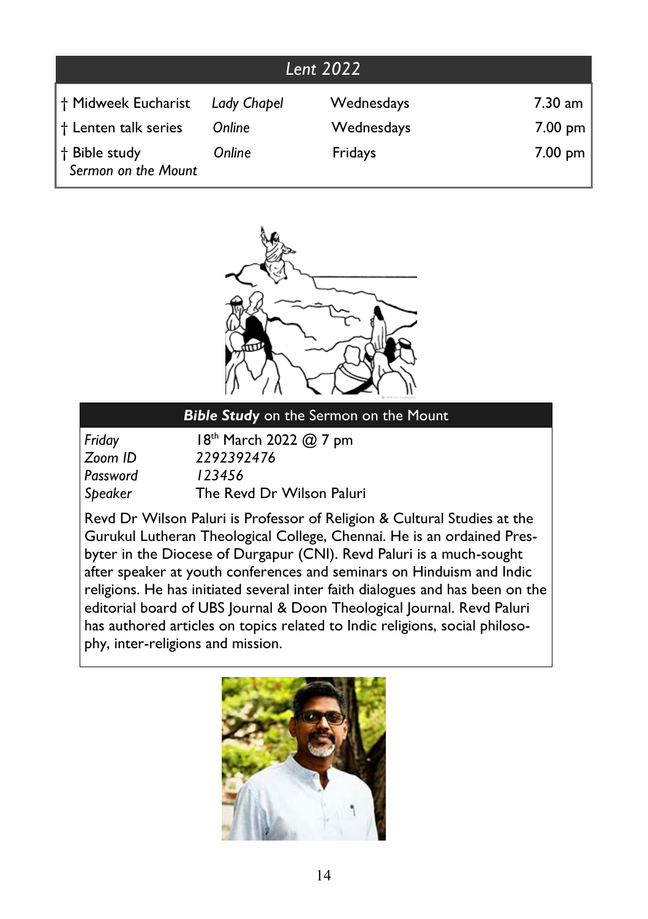## Lent 2022

| | | | |
|---|---|---|---|
| † Midweek Eucharist | *Lady Chapel* | Wednesdays | 7.30 am |
| † Lenten talk series | *Online* | Wednesdays | 7.00 pm |
| † Bible study *Sermon on the Mount* | *Online* | Fridays | 7.00 pm |

## ***Bible Study*** on the Sermon on the Mount

| | |
|---|---|
| *Friday* | 18th March 2022 @ 7 pm |
| *Zoom ID* | *2292392476* |
| *Password* | *123456* |
| *Speaker* | The Revd Dr Wilson Paluri |

Revd Dr Wilson Paluri is Professor of Religion & Cultural Studies at the Gurukul Lutheran Theological College, Chennai. He is an ordained Presbyter in the Diocese of Durgapur (CNI). Revd Paluri is a much-sought after speaker at youth conferences and seminars on Hinduism and Indic religions. He has initiated several inter faith dialogues and has been on the editorial board of UBS Journal & Doon Theological Journal. Revd Paluri has authored articles on topics related to Indic religions, social philosophy, inter-religions and mission.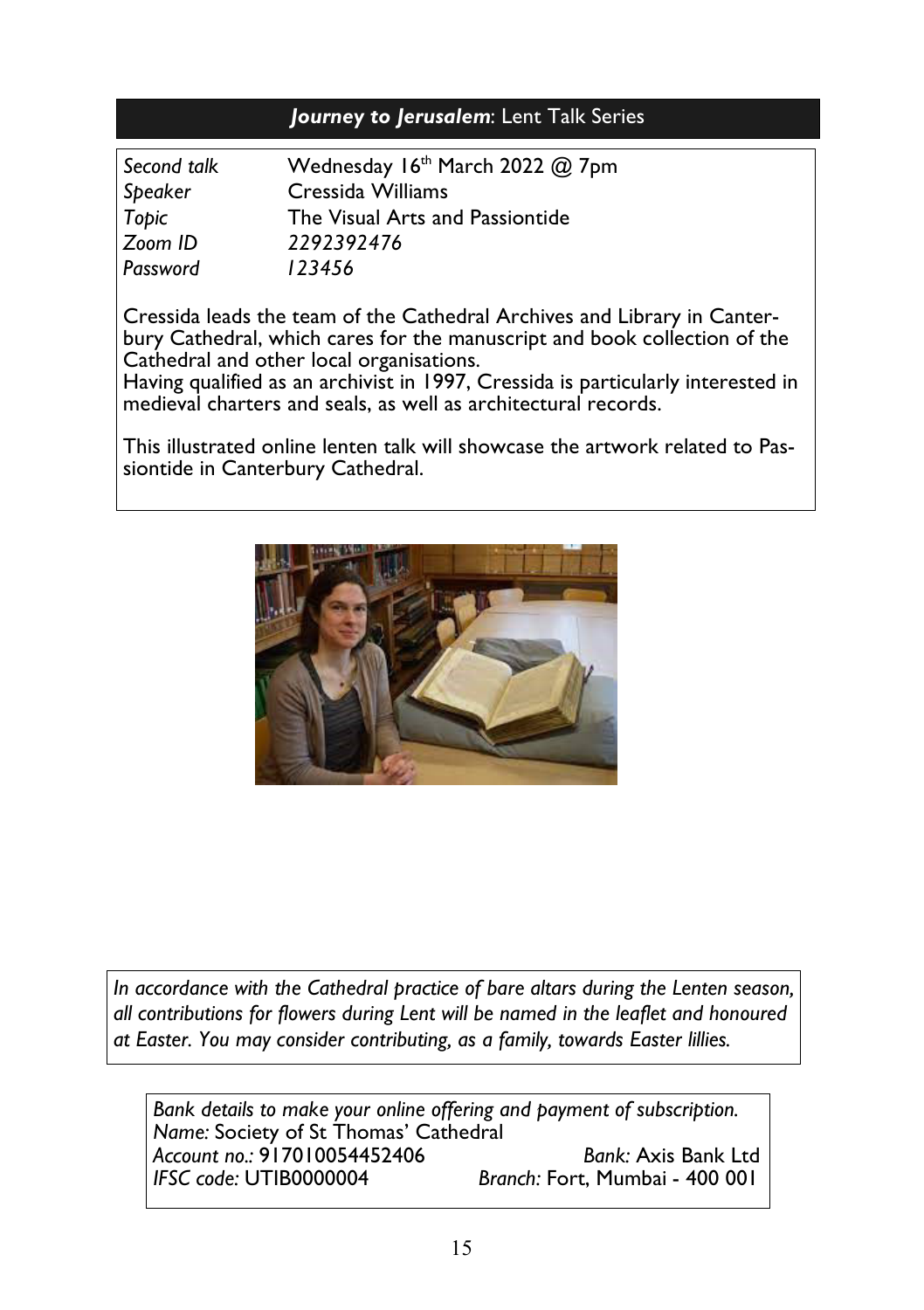## *Journey to Jerusalem*: Lent Talk Series

| | |
|---|---|
| *Second talk* | Wednesday 16th March 2022 @ 7pm |
| *Speaker* | Cressida Williams |
| *Topic* | The Visual Arts and Passiontide |
| *Zoom ID* | *2292392476* |
| *Password* | *123456* |

Cressida leads the team of the Cathedral Archives and Library in Canterbury Cathedral, which cares for the manuscript and book collection of the Cathedral and other local organisations.
Having qualified as an archivist in 1997, Cressida is particularly interested in medieval charters and seals, as well as architectural records.

This illustrated online lenten talk will showcase the artwork related to Passiontide in Canterbury Cathedral.

*In accordance with the Cathedral practice of bare altars during the Lenten season, all contributions for flowers during Lent will be named in the leaflet and honoured at Easter. You may consider contributing, as a family, towards Easter lillies.*

*Bank details to make your online offering and payment of subscription.*
*Name:* Society of St Thomas' Cathedral
*Account no.:* 917010054452406 — *Bank:* Axis Bank Ltd
*IFSC code:* UTIB0000004 — *Branch:* Fort, Mumbai - 400 001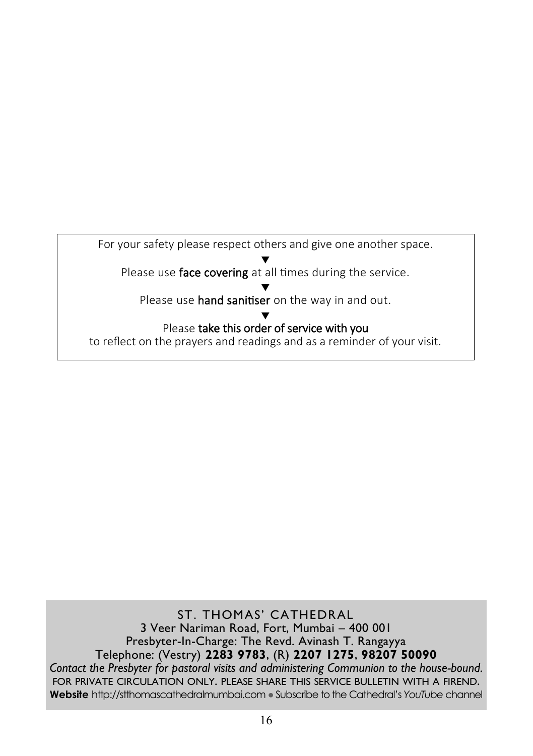For your safety please respect others and give one another space.

▼

Please use **face covering** at all times during the service.

▼

Please use **hand sanitiser** on the way in and out.

▼

Please **take this order of service with you**
to reflect on the prayers and readings and as a reminder of your visit.

ST. THOMAS' CATHEDRAL
3 Veer Nariman Road, Fort, Mumbai – 400 001
Presbyter-In-Charge: The Revd. Avinash T. Rangayya
Telephone: (Vestry) **2283 9783**, (R) **2207 1275**, **98207 50090**
*Contact the Presbyter for pastoral visits and administering Communion to the house-bound.*
FOR PRIVATE CIRCULATION ONLY. PLEASE SHARE THIS SERVICE BULLETIN WITH A FIREND.
**Website** http://stthomascathedralmumbai.com • Subscribe to the Cathedral's *YouTube* channel